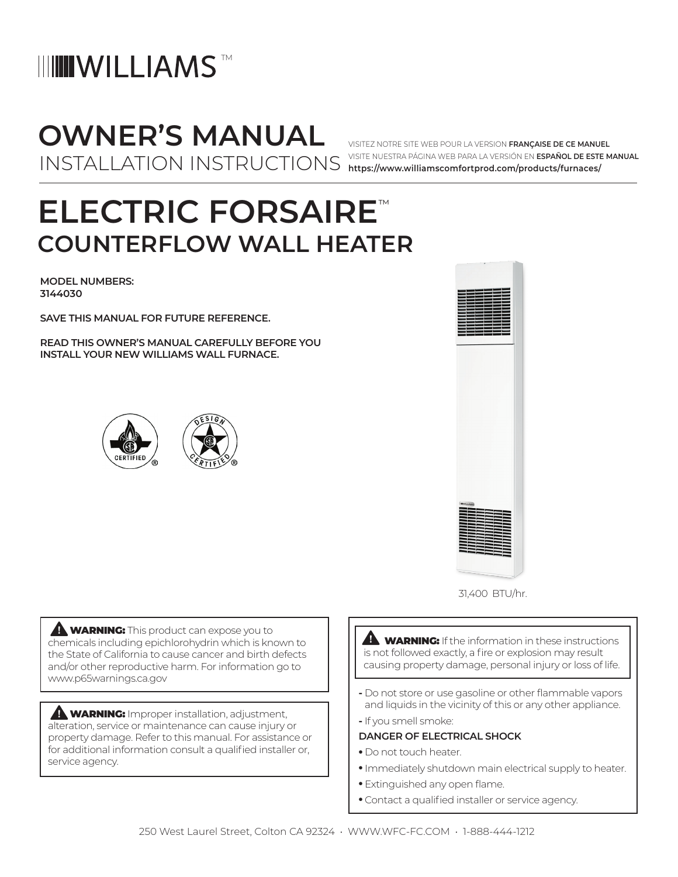WILLIAMS™

# OWNER'S MANUAL

INSTALLATION INSTRUCTIONS

VISITEZ NOTRE SITE WEB POUR LA VERSION **FRANÇAISE DE CE MANUEL**
VISITE NUESTRA PÁGINA WEB PARA LA VERSIÓN EN **ESPAÑOL DE ESTE MANUAL**
**https://www.williamscomfortprod.com/products/furnaces/**

# ELECTRIC FORSAIRE™

## COUNTERFLOW WALL HEATER

**MODEL NUMBERS:**
**3144030**

**SAVE THIS MANUAL FOR FUTURE REFERENCE.**

**READ THIS OWNER'S MANUAL CAREFULLY BEFORE YOU INSTALL YOUR NEW WILLIAMS WALL FURNACE.**

31,400 BTU/hr.

**⚠ WARNING:** This product can expose you to chemicals including epichlorohydrin which is known to the State of California to cause cancer and birth defects and/or other reproductive harm. For information go to www.p65warnings.ca.gov

**⚠ WARNING:** Improper installation, adjustment, alteration, service or maintenance can cause injury or property damage. Refer to this manual. For assistance or for additional information consult a qualified installer or, service agency.

**⚠ WARNING:** If the information in these instructions is not followed exactly, a fire or explosion may result causing property damage, personal injury or loss of life.

- Do not store or use gasoline or other flammable vapors and liquids in the vicinity of this or any other appliance.
- If you smell smoke:

**DANGER OF ELECTRICAL SHOCK**

- Do not touch heater.
- Immediately shutdown main electrical supply to heater.
- Extinguished any open flame.
- Contact a qualified installer or service agency.

250 West Laurel Street, Colton CA 92324 · WWW.WFC-FC.COM · 1-888-444-1212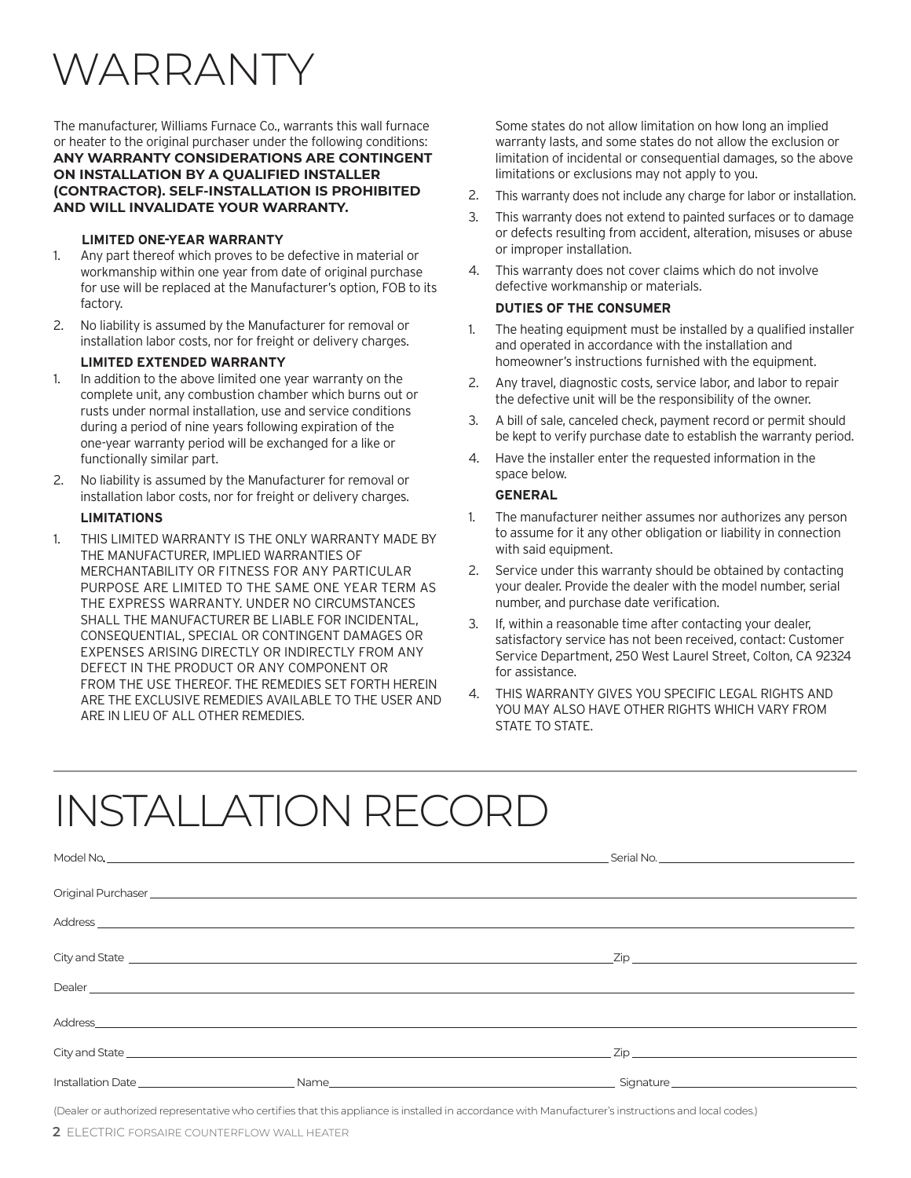# WARRANTY

The manufacturer, Williams Furnace Co., warrants this wall furnace or heater to the original purchaser under the following conditions: **ANY WARRANTY CONSIDERATIONS ARE CONTINGENT ON INSTALLATION BY A QUALIFIED INSTALLER (CONTRACTOR). SELF-INSTALLATION IS PROHIBITED AND WILL INVALIDATE YOUR WARRANTY.**

**LIMITED ONE-YEAR WARRANTY**

1. Any part thereof which proves to be defective in material or workmanship within one year from date of original purchase for use will be replaced at the Manufacturer's option, FOB to its factory.
2. No liability is assumed by the Manufacturer for removal or installation labor costs, nor for freight or delivery charges.

**LIMITED EXTENDED WARRANTY**

1. In addition to the above limited one year warranty on the complete unit, any combustion chamber which burns out or rusts under normal installation, use and service conditions during a period of nine years following expiration of the one-year warranty period will be exchanged for a like or functionally similar part.
2. No liability is assumed by the Manufacturer for removal or installation labor costs, nor for freight or delivery charges.

**LIMITATIONS**

1. THIS LIMITED WARRANTY IS THE ONLY WARRANTY MADE BY THE MANUFACTURER, IMPLIED WARRANTIES OF MERCHANTABILITY OR FITNESS FOR ANY PARTICULAR PURPOSE ARE LIMITED TO THE SAME ONE YEAR TERM AS THE EXPRESS WARRANTY. UNDER NO CIRCUMSTANCES SHALL THE MANUFACTURER BE LIABLE FOR INCIDENTAL, CONSEQUENTIAL, SPECIAL OR CONTINGENT DAMAGES OR EXPENSES ARISING DIRECTLY OR INDIRECTLY FROM ANY DEFECT IN THE PRODUCT OR ANY COMPONENT OR FROM THE USE THEREOF. THE REMEDIES SET FORTH HEREIN ARE THE EXCLUSIVE REMEDIES AVAILABLE TO THE USER AND ARE IN LIEU OF ALL OTHER REMEDIES.

   Some states do not allow limitation on how long an implied warranty lasts, and some states do not allow the exclusion or limitation of incidental or consequential damages, so the above limitations or exclusions may not apply to you.
2. This warranty does not include any charge for labor or installation.
3. This warranty does not extend to painted surfaces or to damage or defects resulting from accident, alteration, misuses or abuse or improper installation.
4. This warranty does not cover claims which do not involve defective workmanship or materials.

**DUTIES OF THE CONSUMER**

1. The heating equipment must be installed by a qualified installer and operated in accordance with the installation and homeowner's instructions furnished with the equipment.
2. Any travel, diagnostic costs, service labor, and labor to repair the defective unit will be the responsibility of the owner.
3. A bill of sale, canceled check, payment record or permit should be kept to verify purchase date to establish the warranty period.
4. Have the installer enter the requested information in the space below.

**GENERAL**

1. The manufacturer neither assumes nor authorizes any person to assume for it any other obligation or liability in connection with said equipment.
2. Service under this warranty should be obtained by contacting your dealer. Provide the dealer with the model number, serial number, and purchase date verification.
3. If, within a reasonable time after contacting your dealer, satisfactory service has not been received, contact: Customer Service Department, 250 West Laurel Street, Colton, CA 92324 for assistance.
4. THIS WARRANTY GIVES YOU SPECIFIC LEGAL RIGHTS AND YOU MAY ALSO HAVE OTHER RIGHTS WHICH VARY FROM STATE TO STATE.

# INSTALLATION RECORD

Model No.\_\_\_\_\_\_\_\_\_\_\_\_\_\_\_\_\_\_\_\_ Serial No.\_\_\_\_\_\_\_\_\_\_\_\_\_\_\_\_\_\_\_\_

Original Purchaser\_\_\_\_\_\_\_\_\_\_\_\_\_\_\_\_\_\_\_\_

Address\_\_\_\_\_\_\_\_\_\_\_\_\_\_\_\_\_\_\_\_

City and State\_\_\_\_\_\_\_\_\_\_\_\_\_\_\_\_\_\_\_\_ Zip\_\_\_\_\_\_\_\_\_\_\_\_\_\_\_\_\_\_\_\_

Dealer\_\_\_\_\_\_\_\_\_\_\_\_\_\_\_\_\_\_\_\_

Address\_\_\_\_\_\_\_\_\_\_\_\_\_\_\_\_\_\_\_\_

City and State\_\_\_\_\_\_\_\_\_\_\_\_\_\_\_\_\_\_\_\_ Zip\_\_\_\_\_\_\_\_\_\_\_\_\_\_\_\_\_\_\_\_

Installation Date\_\_\_\_\_\_\_\_\_\_\_\_\_\_\_\_\_\_\_\_ Name\_\_\_\_\_\_\_\_\_\_\_\_\_\_\_\_\_\_\_\_ Signature\_\_\_\_\_\_\_\_\_\_\_\_\_\_\_\_\_\_\_\_

(Dealer or authorized representative who certifies that this appliance is installed in accordance with Manufacturer's instructions and local codes.)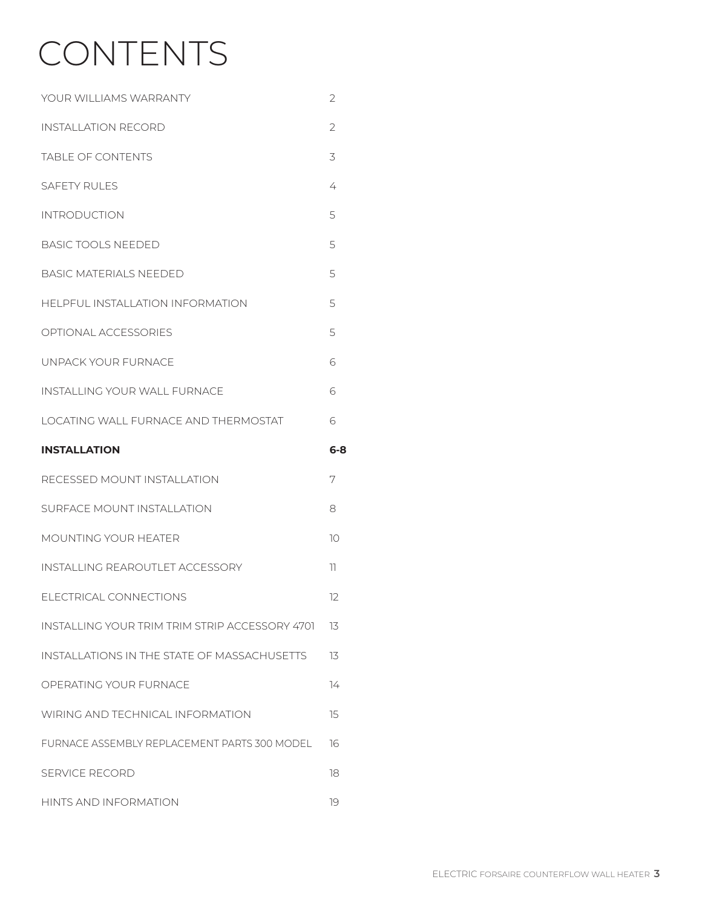# CONTENTS

| | |
|---|---|
| YOUR WILLIAMS WARRANTY | 2 |
| INSTALLATION RECORD | 2 |
| TABLE OF CONTENTS | 3 |
| SAFETY RULES | 4 |
| INTRODUCTION | 5 |
| BASIC TOOLS NEEDED | 5 |
| BASIC MATERIALS NEEDED | 5 |
| HELPFUL INSTALLATION INFORMATION | 5 |
| OPTIONAL ACCESSORIES | 5 |
| UNPACK YOUR FURNACE | 6 |
| INSTALLING YOUR WALL FURNACE | 6 |
| LOCATING WALL FURNACE AND THERMOSTAT | 6 |
| **INSTALLATION** | **6-8** |
| RECESSED MOUNT INSTALLATION | 7 |
| SURFACE MOUNT INSTALLATION | 8 |
| MOUNTING YOUR HEATER | 10 |
| INSTALLING REAROUTLET ACCESSORY | 11 |
| ELECTRICAL CONNECTIONS | 12 |
| INSTALLING YOUR TRIM TRIM STRIP ACCESSORY 4701 | 13 |
| INSTALLATIONS IN THE STATE OF MASSACHUSETTS | 13 |
| OPERATING YOUR FURNACE | 14 |
| WIRING AND TECHNICAL INFORMATION | 15 |
| FURNACE ASSEMBLY REPLACEMENT PARTS 300 MODEL | 16 |
| SERVICE RECORD | 18 |
| HINTS AND INFORMATION | 19 |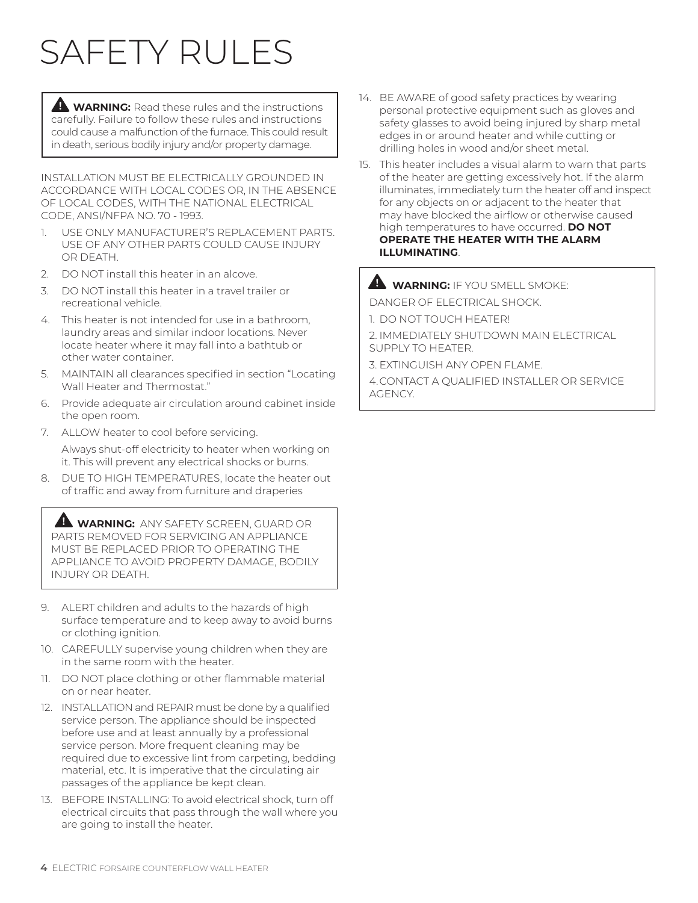# SAFETY RULES

> ⚠ **WARNING:** Read these rules and the instructions carefully. Failure to follow these rules and instructions could cause a malfunction of the furnace. This could result in death, serious bodily injury and/or property damage.

INSTALLATION MUST BE ELECTRICALLY GROUNDED IN ACCORDANCE WITH LOCAL CODES OR, IN THE ABSENCE OF LOCAL CODES, WITH THE NATIONAL ELECTRICAL CODE, ANSI/NFPA NO. 70 - 1993.

1. USE ONLY MANUFACTURER'S REPLACEMENT PARTS. USE OF ANY OTHER PARTS COULD CAUSE INJURY OR DEATH.
2. DO NOT install this heater in an alcove.
3. DO NOT install this heater in a travel trailer or recreational vehicle.
4. This heater is not intended for use in a bathroom, laundry areas and similar indoor locations. Never locate heater where it may fall into a bathtub or other water container.
5. MAINTAIN all clearances specified in section "Locating Wall Heater and Thermostat."
6. Provide adequate air circulation around cabinet inside the open room.
7. ALLOW heater to cool before servicing.

   Always shut-off electricity to heater when working on it. This will prevent any electrical shocks or burns.
8. DUE TO HIGH TEMPERATURES, locate the heater out of traffic and away from furniture and draperies

> ⚠ **WARNING:** ANY SAFETY SCREEN, GUARD OR PARTS REMOVED FOR SERVICING AN APPLIANCE MUST BE REPLACED PRIOR TO OPERATING THE APPLIANCE TO AVOID PROPERTY DAMAGE, BODILY INJURY OR DEATH.

9. ALERT children and adults to the hazards of high surface temperature and to keep away to avoid burns or clothing ignition.
10. CAREFULLY supervise young children when they are in the same room with the heater.
11. DO NOT place clothing or other flammable material on or near heater.
12. INSTALLATION and REPAIR must be done by a qualified service person. The appliance should be inspected before use and at least annually by a professional service person. More frequent cleaning may be required due to excessive lint from carpeting, bedding material, etc. It is imperative that the circulating air passages of the appliance be kept clean.
13. BEFORE INSTALLING: To avoid electrical shock, turn off electrical circuits that pass through the wall where you are going to install the heater.
14. BE AWARE of good safety practices by wearing personal protective equipment such as gloves and safety glasses to avoid being injured by sharp metal edges in or around heater and while cutting or drilling holes in wood and/or sheet metal.
15. This heater includes a visual alarm to warn that parts of the heater are getting excessively hot. If the alarm illuminates, immediately turn the heater off and inspect for any objects on or adjacent to the heater that may have blocked the airflow or otherwise caused high temperatures to have occurred. **DO NOT OPERATE THE HEATER WITH THE ALARM ILLUMINATING**.

> ⚠ **WARNING:** IF YOU SMELL SMOKE:
>
> DANGER OF ELECTRICAL SHOCK.
>
> 1. DO NOT TOUCH HEATER!
> 2. IMMEDIATELY SHUTDOWN MAIN ELECTRICAL SUPPLY TO HEATER.
> 3. EXTINGUISH ANY OPEN FLAME.
> 4. CONTACT A QUALIFIED INSTALLER OR SERVICE AGENCY.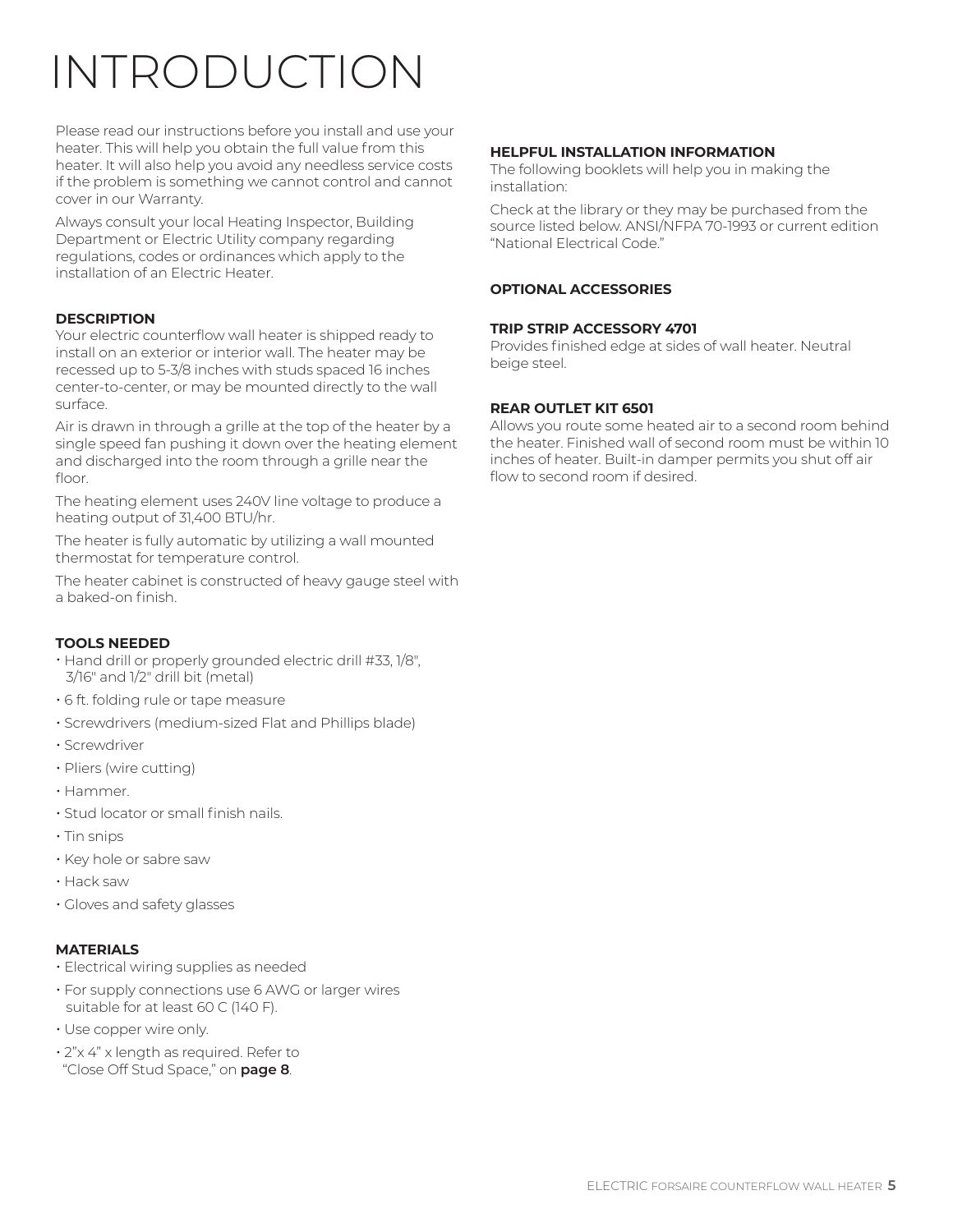# INTRODUCTION

Please read our instructions before you install and use your heater. This will help you obtain the full value from this heater. It will also help you avoid any needless service costs if the problem is something we cannot control and cannot cover in our Warranty.

Always consult your local Heating Inspector, Building Department or Electric Utility company regarding regulations, codes or ordinances which apply to the installation of an Electric Heater.

### DESCRIPTION

Your electric counterflow wall heater is shipped ready to install on an exterior or interior wall. The heater may be recessed up to 5-3/8 inches with studs spaced 16 inches center-to-center, or may be mounted directly to the wall surface.

Air is drawn in through a grille at the top of the heater by a single speed fan pushing it down over the heating element and discharged into the room through a grille near the floor.

The heating element uses 240V line voltage to produce a heating output of 31,400 BTU/hr.

The heater is fully automatic by utilizing a wall mounted thermostat for temperature control.

The heater cabinet is constructed of heavy gauge steel with a baked-on finish.

### TOOLS NEEDED

- Hand drill or properly grounded electric drill #33, 1/8", 3/16" and 1/2" drill bit (metal)
- 6 ft. folding rule or tape measure
- Screwdrivers (medium-sized Flat and Phillips blade)
- Screwdriver
- Pliers (wire cutting)
- Hammer.
- Stud locator or small finish nails.
- Tin snips
- Key hole or sabre saw
- Hack saw
- Gloves and safety glasses

### MATERIALS

- Electrical wiring supplies as needed
- For supply connections use 6 AWG or larger wires suitable for at least 60 C (140 F).
- Use copper wire only.
- 2"x 4" x length as required. Refer to "Close Off Stud Space," on **page 8**.

### HELPFUL INSTALLATION INFORMATION

The following booklets will help you in making the installation:

Check at the library or they may be purchased from the source listed below. ANSI/NFPA 70-1993 or current edition "National Electrical Code."

### OPTIONAL ACCESSORIES

### TRIP STRIP ACCESSORY 4701

Provides finished edge at sides of wall heater. Neutral beige steel.

### REAR OUTLET KIT 6501

Allows you route some heated air to a second room behind the heater. Finished wall of second room must be within 10 inches of heater. Built-in damper permits you shut off air flow to second room if desired.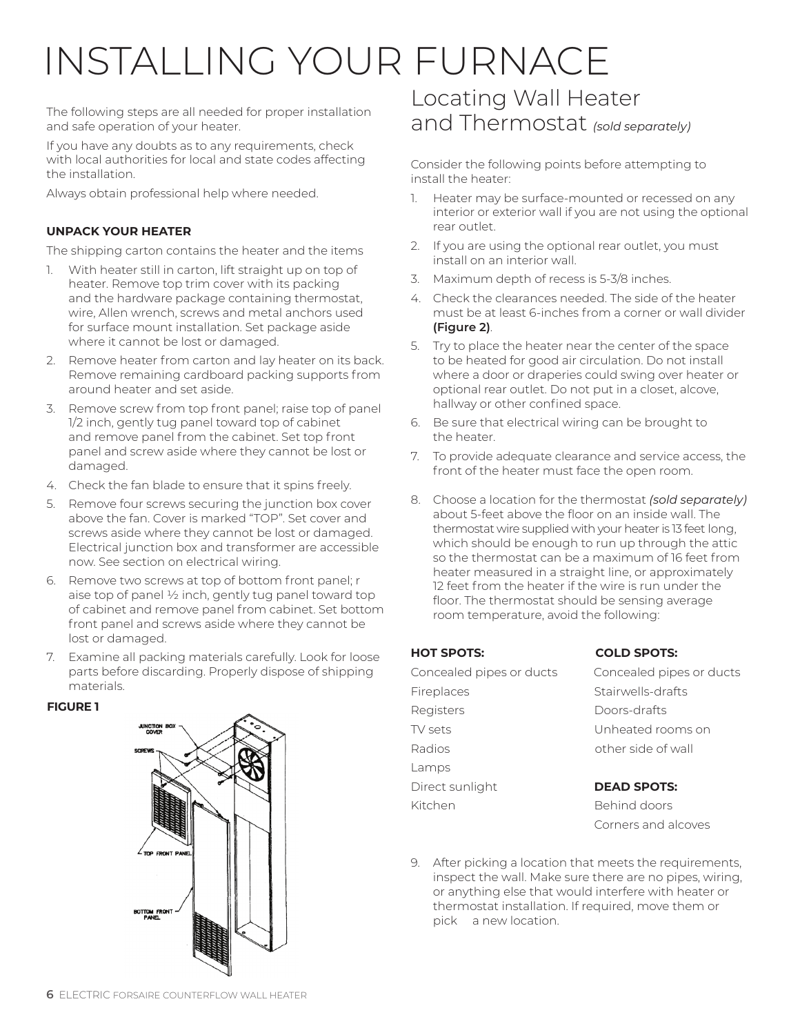# INSTALLING YOUR FURNACE

The following steps are all needed for proper installation and safe operation of your heater.

If you have any doubts as to any requirements, check with local authorities for local and state codes affecting the installation.

Always obtain professional help where needed.

**UNPACK YOUR HEATER**

The shipping carton contains the heater and the items

1. With heater still in carton, lift straight up on top of heater. Remove top trim cover with its packing and the hardware package containing thermostat, wire, Allen wrench, screws and metal anchors used for surface mount installation. Set package aside where it cannot be lost or damaged.
2. Remove heater from carton and lay heater on its back. Remove remaining cardboard packing supports from around heater and set aside.
3. Remove screw from top front panel; raise top of panel 1/2 inch, gently tug panel toward top of cabinet and remove panel from the cabinet. Set top front panel and screw aside where they cannot be lost or damaged.
4. Check the fan blade to ensure that it spins freely.
5. Remove four screws securing the junction box cover above the fan. Cover is marked "TOP". Set cover and screws aside where they cannot be lost or damaged. Electrical junction box and transformer are accessible now. See section on electrical wiring.
6. Remove two screws at top of bottom front panel; r aise top of panel ½ inch, gently tug panel toward top of cabinet and remove panel from cabinet. Set bottom front panel and screws aside where they cannot be lost or damaged.
7. Examine all packing materials carefully. Look for loose parts before discarding. Properly dispose of shipping materials.

**FIGURE 1**

## Locating Wall Heater and Thermostat *(sold separately)*

Consider the following points before attempting to install the heater:

1. Heater may be surface-mounted or recessed on any interior or exterior wall if you are not using the optional rear outlet.
2. If you are using the optional rear outlet, you must install on an interior wall.
3. Maximum depth of recess is 5-3/8 inches.
4. Check the clearances needed. The side of the heater must be at least 6-inches from a corner or wall divider **(Figure 2)**.
5. Try to place the heater near the center of the space to be heated for good air circulation. Do not install where a door or draperies could swing over heater or optional rear outlet. Do not put in a closet, alcove, hallway or other confined space.
6. Be sure that electrical wiring can be brought to the heater.
7. To provide adequate clearance and service access, the front of the heater must face the open room.
8. Choose a location for the thermostat *(sold separately)* about 5-feet above the floor on an inside wall. The thermostat wire supplied with your heater is 13 feet long, which should be enough to run up through the attic so the thermostat can be a maximum of 16 feet from heater measured in a straight line, or approximately 12 feet from the heater if the wire is run under the floor. The thermostat should be sensing average room temperature, avoid the following:

**HOT SPOTS:**
Concealed pipes or ducts
Fireplaces
Registers
TV sets
Radios
Lamps
Direct sunlight
Kitchen

**COLD SPOTS:**
Concealed pipes or ducts
Stairwells-drafts
Doors-drafts
Unheated rooms on other side of wall

**DEAD SPOTS:**
Behind doors
Corners and alcoves

9. After picking a location that meets the requirements, inspect the wall. Make sure there are no pipes, wiring, or anything else that would interfere with heater or thermostat installation. If required, move them or pick a new location.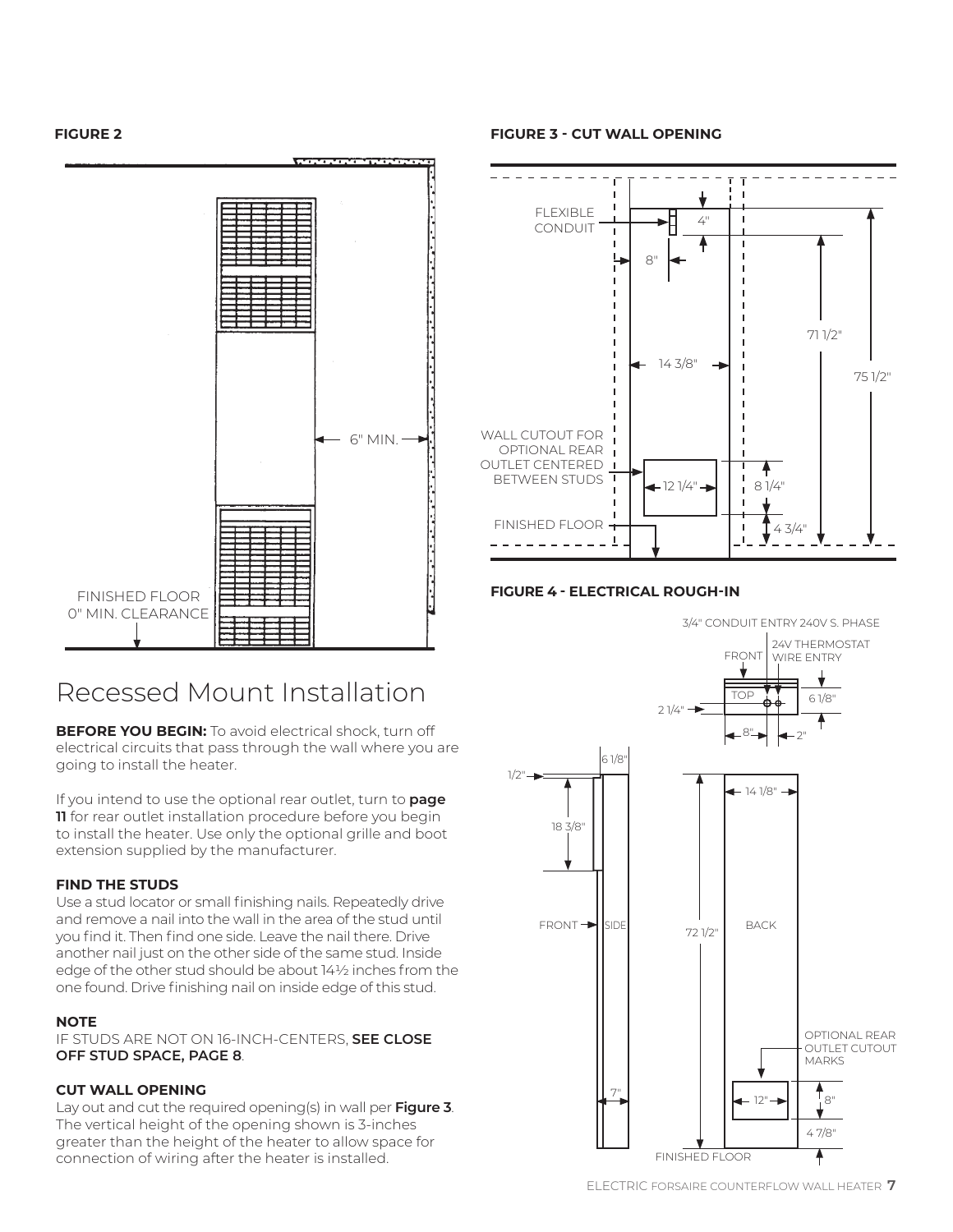**FIGURE 2**

6" MIN.

FINISHED FLOOR
0" MIN. CLEARANCE

**FIGURE 3 - CUT WALL OPENING**

FLEXIBLE CONDUIT

4"

8"

71 1/2"

75 1/2"

14 3/8"

WALL CUTOUT FOR OPTIONAL REAR OUTLET CENTERED BETWEEN STUDS

12 1/4"

8 1/4"

FINISHED FLOOR

4 3/4"

**FIGURE 4 - ELECTRICAL ROUGH-IN**

3/4" CONDUIT ENTRY 240V S. PHASE

FRONT

24V THERMOSTAT WIRE ENTRY

TOP

6 1/8"

2 1/4"

8"

2"

6 1/8"

1/2"

18 3/8"

14 1/8"

FRONT

SIDE

72 1/2"

BACK

OPTIONAL REAR OUTLET CUTOUT MARKS

7"

12"

8"

4 7/8"

FINISHED FLOOR

# Recessed Mount Installation

**BEFORE YOU BEGIN:** To avoid electrical shock, turn off electrical circuits that pass through the wall where you are going to install the heater.

If you intend to use the optional rear outlet, turn to **page 11** for rear outlet installation procedure before you begin to install the heater. Use only the optional grille and boot extension supplied by the manufacturer.

### FIND THE STUDS

Use a stud locator or small finishing nails. Repeatedly drive and remove a nail into the wall in the area of the stud until you find it. Then find one side. Leave the nail there. Drive another nail just on the other side of the same stud. Inside edge of the other stud should be about 14½ inches from the one found. Drive finishing nail on inside edge of this stud.

### NOTE

IF STUDS ARE NOT ON 16-INCH-CENTERS, **SEE CLOSE OFF STUD SPACE, PAGE 8**.

### CUT WALL OPENING

Lay out and cut the required opening(s) in wall per **Figure 3**. The vertical height of the opening shown is 3-inches greater than the height of the heater to allow space for connection of wiring after the heater is installed.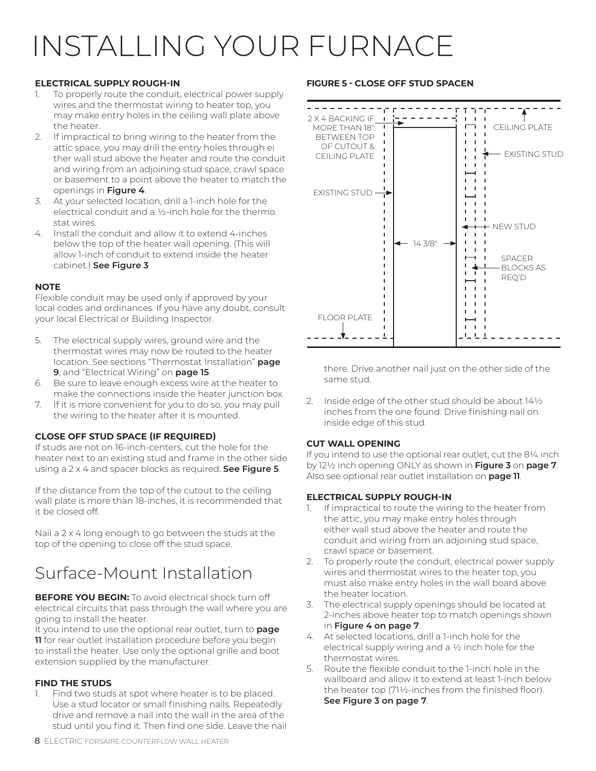# INSTALLING YOUR FURNACE

### ELECTRICAL SUPPLY ROUGH-IN

1. To properly route the conduit, electrical power supply wires and the thermostat wiring to heater top, you may make entry holes in the ceiling wall plate above the heater.
2. If impractical to bring wiring to the heater from the attic space, you may drill the entry holes through either wall stud above the heater and route the conduit and wiring from an adjoining stud space, crawl space or basement to a point above the heater to match the openings in **Figure 4**.
3. At your selected location, drill a 1-inch hole for the electrical conduit and a ½-inch hole for the thermostat wires.
4. Install the conduit and allow it to extend 4-inches below the top of the heater wall opening. (This will allow 1-inch of conduit to extend inside the heater cabinet.) **See Figure 3**

**NOTE**
Flexible conduit may be used only if approved by your local codes and ordinances. If you have any doubt, consult your local Electrical or Building Inspector.

5. The electrical supply wires, ground wire and the thermostat wires may now be routed to the heater location. See sections "Thermostat Installation" **page 9**, and "Electrical Wiring" on **page 15**.
6. Be sure to leave enough excess wire at the heater to make the connections inside the heater junction box.
7. If it is more convenient for you to do so, you may pull the wiring to the heater after it is mounted.

### CLOSE OFF STUD SPACE (IF REQUIRED)

If studs are not on 16-inch-centers, cut the hole for the heater next to an existing stud and frame in the other side using a 2 x 4 and spacer blocks as required. **See Figure 5**.

If the distance from the top of the cutout to the ceiling wall plate is more than 18-inches, it is recommended that it be closed off.

Nail a 2 x 4 long enough to go between the studs at the top of the opening to close off the stud space.

## Surface-Mount Installation

**BEFORE YOU BEGIN:** To avoid electrical shock turn off electrical circuits that pass through the wall where you are going to install the heater.
It you intend to use the optional rear outlet, turn to **page 11** for rear outlet installation procedure before you begin to install the heater. Use only the optional grille and boot extension supplied by the manufacturer.

### FIND THE STUDS

1. Find two studs at spot where heater is to be placed. Use a stud locator or small finishing nails. Repeatedly drive and remove a nail into the wall in the area of the stud until you find it. Then find one side. Leave the nail there. Drive another nail just on the other side of the same stud.
2. Inside edge of the other stud should be about 14½ inches from the one found. Drive finishing nail on inside edge of this stud.

**FIGURE 5 - CLOSE OFF STUD SPACEN**

2 X 4 BACKING IF MORE THAN 18" BETWEEN TOP OF CUTOUT & CEILING PLATE; CEILING PLATE; EXISTING STUD; EXISTING STUD; NEW STUD; 14 3/8"; SPACER BLOCKS AS REQ'D; FLOOR PLATE

### CUT WALL OPENING

If you intend to use the optional rear outlet, cut the 8¼ inch by 12½ inch opening ONLY as shown in **Figure 3** on **page 7**. Also see optional rear outlet installation on **page 11**.

### ELECTRICAL SUPPLY ROUGH-IN

1. If impractical to route the wiring to the heater from the attic, you may make entry holes through either wall stud above the heater and route the conduit and wiring from an adjoining stud space, crawl space or basement.
2. To properly route the conduit, electrical power supply wires and thermostat wires to the heater top, you must also make entry holes in the wall board above the heater location.
3. The electrical supply openings should be located at 2-inches above heater top to match openings shown in **Figure 4 on page 7**.
4. At selected locations, drill a 1-inch hole for the electrical supply wiring and a ½ inch hole for the thermostat wires.
5. Route the flexible conduit to the 1-inch hole in the wallboard and allow it to extend at least 1-inch below the heater top (71½-inches from the finished floor). **See Figure 3 on page 7**.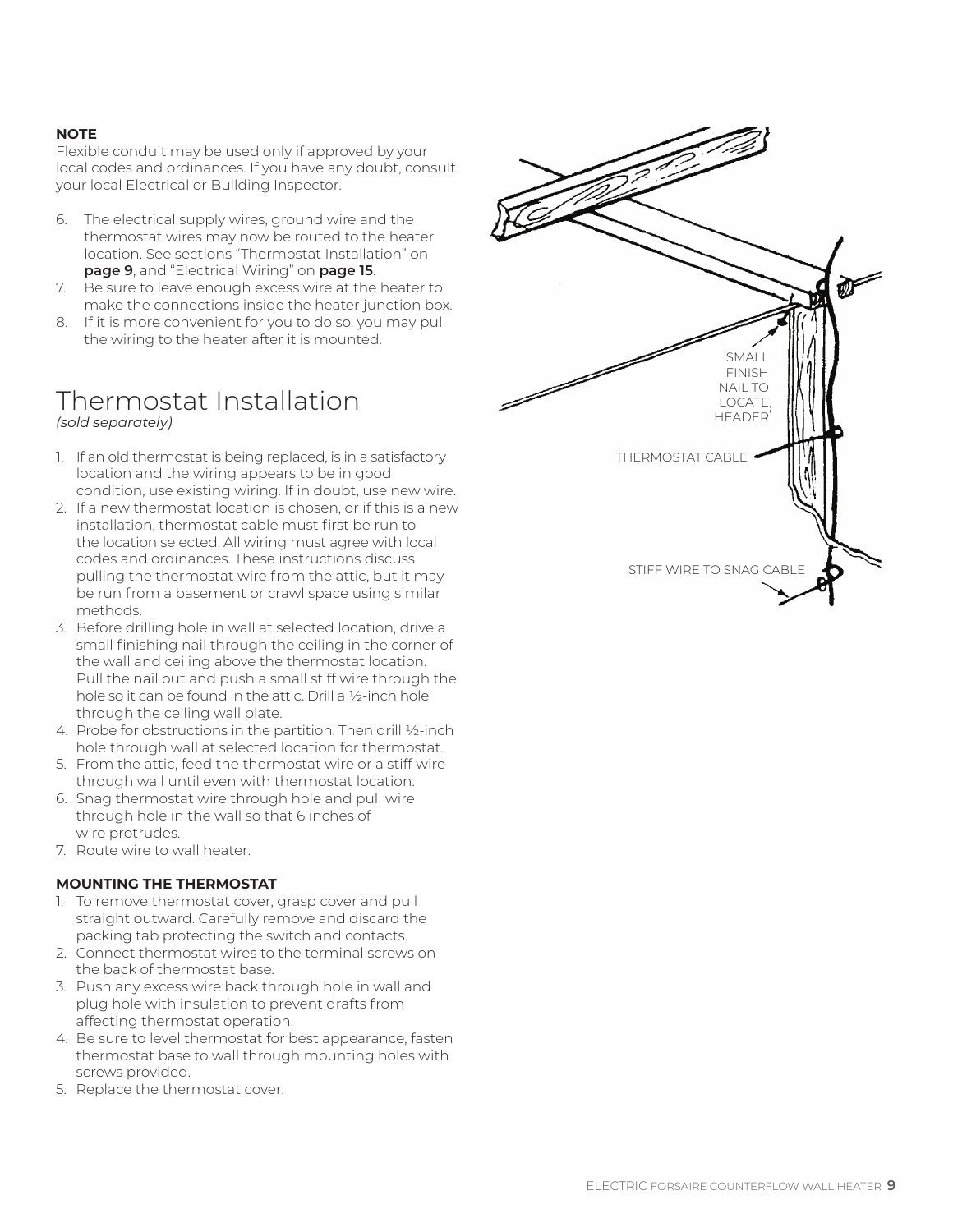**NOTE**
Flexible conduit may be used only if approved by your local codes and ordinances. If you have any doubt, consult your local Electrical or Building Inspector.

6. The electrical supply wires, ground wire and the thermostat wires may now be routed to the heater location. See sections "Thermostat Installation" on **page 9**, and "Electrical Wiring" on **page 15**.
7. Be sure to leave enough excess wire at the heater to make the connections inside the heater junction box.
8. If it is more convenient for you to do so, you may pull the wiring to the heater after it is mounted.

# Thermostat Installation

*(sold separately)*

1. If an old thermostat is being replaced, is in a satisfactory location and the wiring appears to be in good condition, use existing wiring. If in doubt, use new wire.
2. If a new thermostat location is chosen, or if this is a new installation, thermostat cable must first be run to the location selected. All wiring must agree with local codes and ordinances. These instructions discuss pulling the thermostat wire from the attic, but it may be run from a basement or crawl space using similar methods.
3. Before drilling hole in wall at selected location, drive a small finishing nail through the ceiling in the corner of the wall and ceiling above the thermostat location. Pull the nail out and push a small stiff wire through the hole so it can be found in the attic. Drill a ½-inch hole through the ceiling wall plate.
4. Probe for obstructions in the partition. Then drill ½-inch hole through wall at selected location for thermostat.
5. From the attic, feed the thermostat wire or a stiff wire through wall until even with thermostat location.
6. Snag thermostat wire through hole and pull wire through hole in the wall so that 6 inches of wire protrudes.
7. Route wire to wall heater.

SMALL FINISH NAIL TO LOCATE, HEADER

THERMOSTAT CABLE

STIFF WIRE TO SNAG CABLE

**MOUNTING THE THERMOSTAT**

1. To remove thermostat cover, grasp cover and pull straight outward. Carefully remove and discard the packing tab protecting the switch and contacts.
2. Connect thermostat wires to the terminal screws on the back of thermostat base.
3. Push any excess wire back through hole in wall and plug hole with insulation to prevent drafts from affecting thermostat operation.
4. Be sure to level thermostat for best appearance, fasten thermostat base to wall through mounting holes with screws provided.
5. Replace the thermostat cover.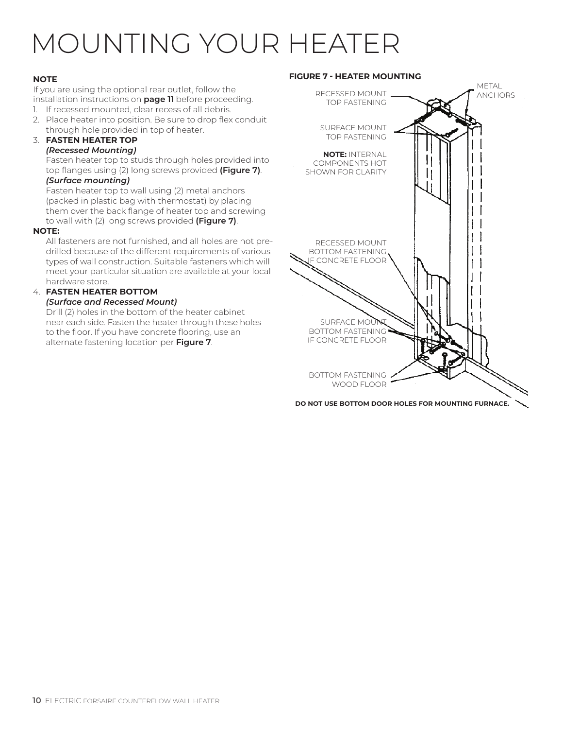# MOUNTING YOUR HEATER

**NOTE**

If you are using the optional rear outlet, follow the installation instructions on **page 11** before proceeding.

1. If recessed mounted, clear recess of all debris.
2. Place heater into position. Be sure to drop flex conduit through hole provided in top of heater.
3. **FASTEN HEATER TOP**
   ***(Recessed Mounting)***
   Fasten heater top to studs through holes provided into top flanges using (2) long screws provided **(Figure 7)**.
   ***(Surface mounting)***
   Fasten heater top to wall using (2) metal anchors (packed in plastic bag with thermostat) by placing them over the back flange of heater top and screwing to wall with (2) long screws provided **(Figure 7)**.

**NOTE:**

All fasteners are not furnished, and all holes are not pre-drilled because of the different requirements of various types of wall construction. Suitable fasteners which will meet your particular situation are available at your local hardware store.

4. **FASTEN HEATER BOTTOM**
   ***(Surface and Recessed Mount)***
   Drill (2) holes in the bottom of the heater cabinet near each side. Fasten the heater through these holes to the floor. If you have concrete flooring, use an alternate fastening location per **Figure 7**.

**FIGURE 7 - HEATER MOUNTING**

RECESSED MOUNT TOP FASTENING

METAL ANCHORS

SURFACE MOUNT TOP FASTENING

**NOTE:** INTERNAL COMPONENTS HOT SHOWN FOR CLARITY

RECESSED MOUNT BOTTOM FASTENING IF CONCRETE FLOOR

SURFACE MOUNT BOTTOM FASTENING IF CONCRETE FLOOR

BOTTOM FASTENING WOOD FLOOR

**DO NOT USE BOTTOM DOOR HOLES FOR MOUNTING FURNACE.**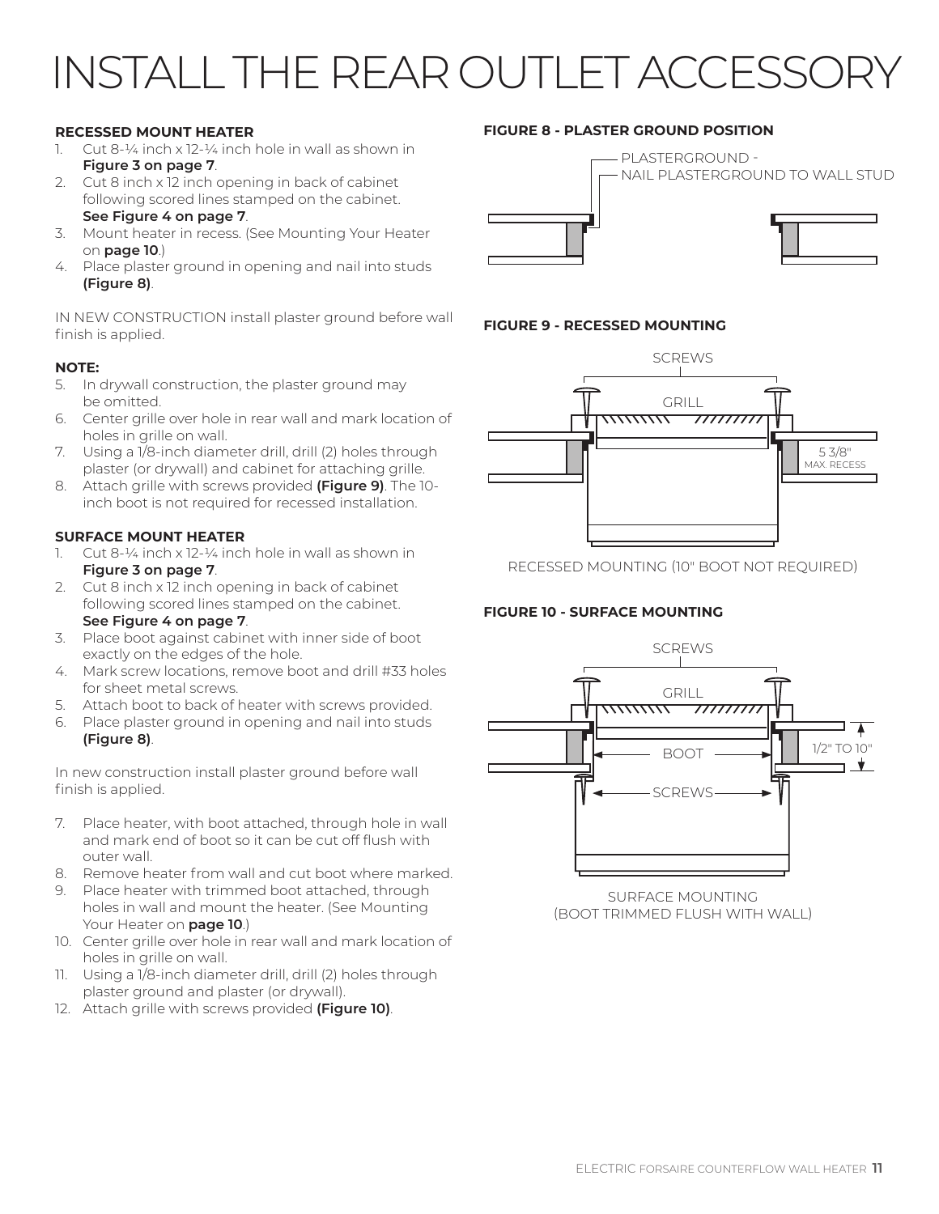# INSTALL THE REAR OUTLET ACCESSORY

**RECESSED MOUNT HEATER**

1. Cut 8-¼ inch x 12-¼ inch hole in wall as shown in **Figure 3 on page 7**.
2. Cut 8 inch x 12 inch opening in back of cabinet following scored lines stamped on the cabinet. **See Figure 4 on page 7**.
3. Mount heater in recess. (See Mounting Your Heater on **page 10**.)
4. Place plaster ground in opening and nail into studs **(Figure 8)**.

IN NEW CONSTRUCTION install plaster ground before wall finish is applied.

**NOTE:**

5. In drywall construction, the plaster ground may be omitted.
6. Center grille over hole in rear wall and mark location of holes in grille on wall.
7. Using a 1/8-inch diameter drill, drill (2) holes through plaster (or drywall) and cabinet for attaching grille.
8. Attach grille with screws provided **(Figure 9)**. The 10-inch boot is not required for recessed installation.

**SURFACE MOUNT HEATER**

1. Cut 8-¼ inch x 12-¼ inch hole in wall as shown in **Figure 3 on page 7**.
2. Cut 8 inch x 12 inch opening in back of cabinet following scored lines stamped on the cabinet. **See Figure 4 on page 7**.
3. Place boot against cabinet with inner side of boot exactly on the edges of the hole.
4. Mark screw locations, remove boot and drill #33 holes for sheet metal screws.
5. Attach boot to back of heater with screws provided.
6. Place plaster ground in opening and nail into studs **(Figure 8)**.

In new construction install plaster ground before wall finish is applied.

7. Place heater, with boot attached, through hole in wall and mark end of boot so it can be cut off flush with outer wall.
8. Remove heater from wall and cut boot where marked.
9. Place heater with trimmed boot attached, through holes in wall and mount the heater. (See Mounting Your Heater on **page 10**.)
10. Center grille over hole in rear wall and mark location of holes in grille on wall.
11. Using a 1/8-inch diameter drill, drill (2) holes through plaster ground and plaster (or drywall).
12. Attach grille with screws provided **(Figure 10)**.

**FIGURE 8 - PLASTER GROUND POSITION**

PLASTERGROUND - NAIL PLASTERGROUND TO WALL STUD

**FIGURE 9 - RECESSED MOUNTING**

SCREWS
GRILL
5 3/8" MAX. RECESS

RECESSED MOUNTING (10" BOOT NOT REQUIRED)

**FIGURE 10 - SURFACE MOUNTING**

SCREWS
GRILL
BOOT
SCREWS
1/2" TO 10"

SURFACE MOUNTING
(BOOT TRIMMED FLUSH WITH WALL)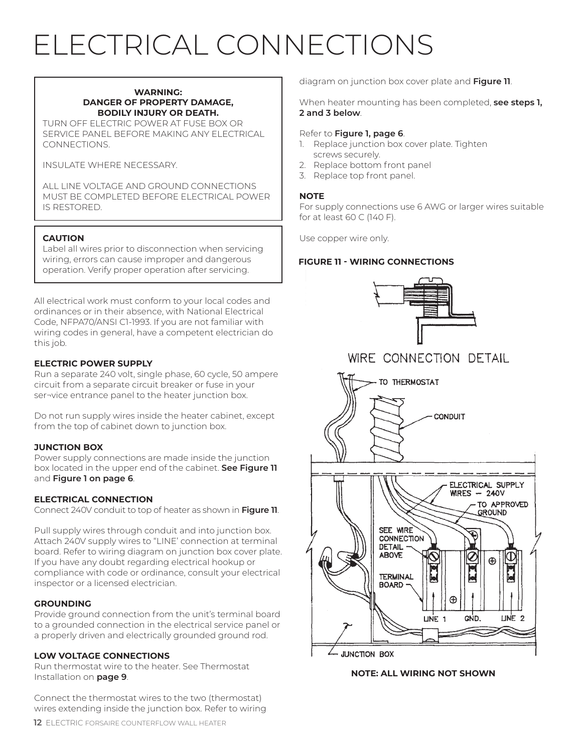# ELECTRICAL CONNECTIONS

**WARNING:**
**DANGER OF PROPERTY DAMAGE, BODILY INJURY OR DEATH.**

TURN OFF ELECTRIC POWER AT FUSE BOX OR SERVICE PANEL BEFORE MAKING ANY ELECTRICAL CONNECTIONS.

INSULATE WHERE NECESSARY.

ALL LINE VOLTAGE AND GROUND CONNECTIONS MUST BE COMPLETED BEFORE ELECTRICAL POWER IS RESTORED.

**CAUTION**
Label all wires prior to disconnection when servicing wiring, errors can cause improper and dangerous operation. Verify proper operation after servicing.

All electrical work must conform to your local codes and ordinances or in their absence, with National Electrical Code, NFPA70/ANSI C1-1993. If you are not familiar with wiring codes in general, have a competent electrician do this job.

**ELECTRIC POWER SUPPLY**
Run a separate 240 volt, single phase, 60 cycle, 50 ampere circuit from a separate circuit breaker or fuse in your ser¬vice entrance panel to the heater junction box.

Do not run supply wires inside the heater cabinet, except from the top of cabinet down to junction box.

**JUNCTION BOX**
Power supply connections are made inside the junction box located in the upper end of the cabinet. **See Figure 11** and **Figure 1 on page 6**.

**ELECTRICAL CONNECTION**
Connect 240V conduit to top of heater as shown in **Figure 11**.

Pull supply wires through conduit and into junction box. Attach 240V supply wires to "LINE' connection at terminal board. Refer to wiring diagram on junction box cover plate. If you have any doubt regarding electrical hookup or compliance with code or ordinance, consult your electrical inspector or a licensed electrician.

**GROUNDING**
Provide ground connection from the unit's terminal board to a grounded connection in the electrical service panel or a properly driven and electrically grounded ground rod.

**LOW VOLTAGE CONNECTIONS**
Run thermostat wire to the heater. See Thermostat Installation on **page 9**.

Connect the thermostat wires to the two (thermostat) wires extending inside the junction box. Refer to wiring diagram on junction box cover plate and **Figure 11**.

When heater mounting has been completed, **see steps 1, 2 and 3 below**.

Refer to **Figure 1, page 6**.

1. Replace junction box cover plate. Tighten screws securely.
2. Replace bottom front panel
3. Replace top front panel.

**NOTE**
For supply connections use 6 AWG or larger wires suitable for at least 60 C (140 F).

Use copper wire only.

**FIGURE 11 - WIRING CONNECTIONS**

WIRE CONNECTION DETAIL

TO THERMOSTAT
CONDUIT
ELECTRICAL SUPPLY WIRES – 240V
TO APPROVED GROUND
SEE WIRE CONNECTION DETAIL ABOVE
TERMINAL BOARD
LINE 1 GND. LINE 2
JUNCTION BOX

**NOTE: ALL WIRING NOT SHOWN**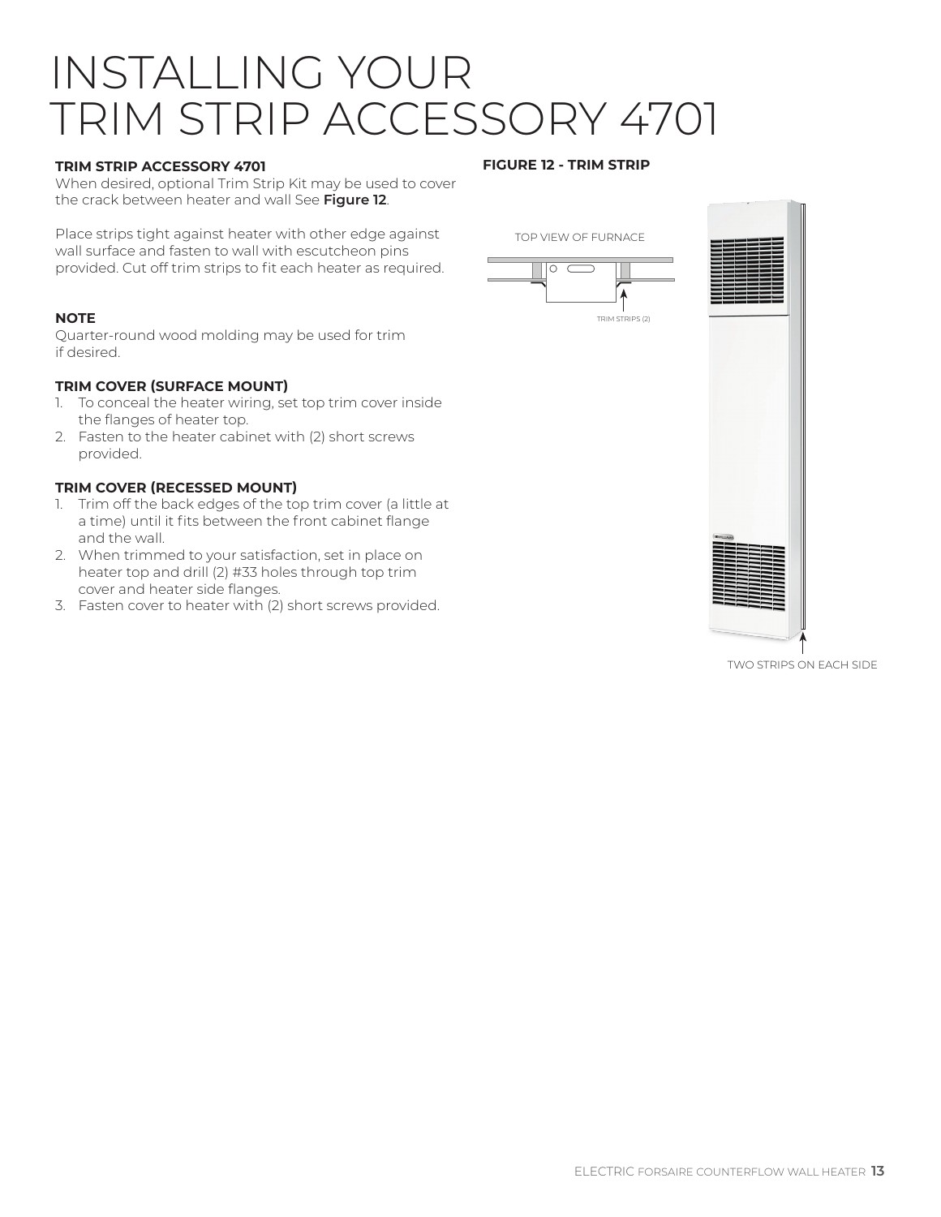# INSTALLING YOUR TRIM STRIP ACCESSORY 4701

**TRIM STRIP ACCESSORY 4701**

When desired, optional Trim Strip Kit may be used to cover the crack between heater and wall See **Figure 12**.

Place strips tight against heater with other edge against wall surface and fasten to wall with escutcheon pins provided. Cut off trim strips to fit each heater as required.

**NOTE**

Quarter-round wood molding may be used for trim if desired.

**TRIM COVER (SURFACE MOUNT)**

1. To conceal the heater wiring, set top trim cover inside the flanges of heater top.
2. Fasten to the heater cabinet with (2) short screws provided.

**TRIM COVER (RECESSED MOUNT)**

1. Trim off the back edges of the top trim cover (a little at a time) until it fits between the front cabinet flange and the wall.
2. When trimmed to your satisfaction, set in place on heater top and drill (2) #33 holes through top trim cover and heater side flanges.
3. Fasten cover to heater with (2) short screws provided.

**FIGURE 12 - TRIM STRIP**

TOP VIEW OF FURNACE

TRIM STRIPS (2)

TWO STRIPS ON EACH SIDE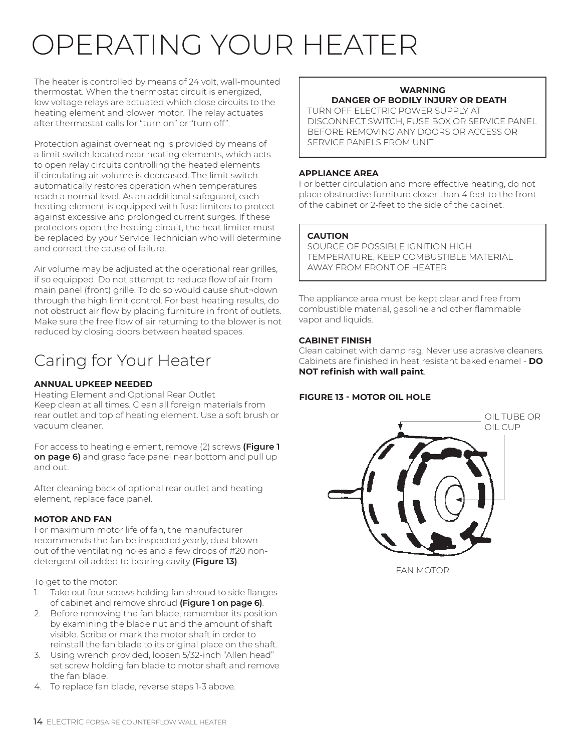# OPERATING YOUR HEATER

The heater is controlled by means of 24 volt, wall-mounted thermostat. When the thermostat circuit is energized, low voltage relays are actuated which close circuits to the heating element and blower motor. The relay actuates after thermostat calls for "turn on" or "turn off".

Protection against overheating is provided by means of a limit switch located near heating elements, which acts to open relay circuits controlling the heated elements if circulating air volume is decreased. The limit switch automatically restores operation when temperatures reach a normal level. As an additional safeguard, each heating element is equipped with fuse limiters to protect against excessive and prolonged current surges. If these protectors open the heating circuit, the heat limiter must be replaced by your Service Technician who will determine and correct the cause of failure.

Air volume may be adjusted at the operational rear grilles, if so equipped. Do not attempt to reduce flow of air from main panel (front) grille. To do so would cause shut¬down through the high limit control. For best heating results, do not obstruct air flow by placing furniture in front of outlets. Make sure the free flow of air returning to the blower is not reduced by closing doors between heated spaces.

## Caring for Your Heater

**ANNUAL UPKEEP NEEDED**

Heating Element and Optional Rear Outlet
Keep clean at all times. Clean all foreign materials from rear outlet and top of heating element. Use a soft brush or vacuum cleaner.

For access to heating element, remove (2) screws **(Figure 1 on page 6)** and grasp face panel near bottom and pull up and out.

After cleaning back of optional rear outlet and heating element, replace face panel.

**MOTOR AND FAN**

For maximum motor life of fan, the manufacturer recommends the fan be inspected yearly, dust blown out of the ventilating holes and a few drops of #20 non-detergent oil added to bearing cavity **(Figure 13)**.

To get to the motor:

1. Take out four screws holding fan shroud to side flanges of cabinet and remove shroud **(Figure 1 on page 6)**.
2. Before removing the fan blade, remember its position by examining the blade nut and the amount of shaft visible. Scribe or mark the motor shaft in order to reinstall the fan blade to its original place on the shaft.
3. Using wrench provided, loosen 5/32-inch "Allen head" set screw holding fan blade to motor shaft and remove the fan blade.
4. To replace fan blade, reverse steps 1-3 above.

> **WARNING**
> **DANGER OF BODILY INJURY OR DEATH**
> TURN OFF ELECTRIC POWER SUPPLY AT DISCONNECT SWITCH, FUSE BOX OR SERVICE PANEL BEFORE REMOVING ANY DOORS OR ACCESS OR SERVICE PANELS FROM UNIT.

**APPLIANCE AREA**

For better circulation and more effective heating, do not place obstructive furniture closer than 4 feet to the front of the cabinet or 2-feet to the side of the cabinet.

> **CAUTION**
> SOURCE OF POSSIBLE IGNITION HIGH TEMPERATURE, KEEP COMBUSTIBLE MATERIAL AWAY FROM FRONT OF HEATER

The appliance area must be kept clear and free from combustible material, gasoline and other flammable vapor and liquids.

**CABINET FINISH**

Clean cabinet with damp rag. Never use abrasive cleaners. Cabinets are finished in heat resistant baked enamel - **DO NOT refinish with wall paint**.

**FIGURE 13 - MOTOR OIL HOLE**

OIL TUBE OR OIL CUP

FAN MOTOR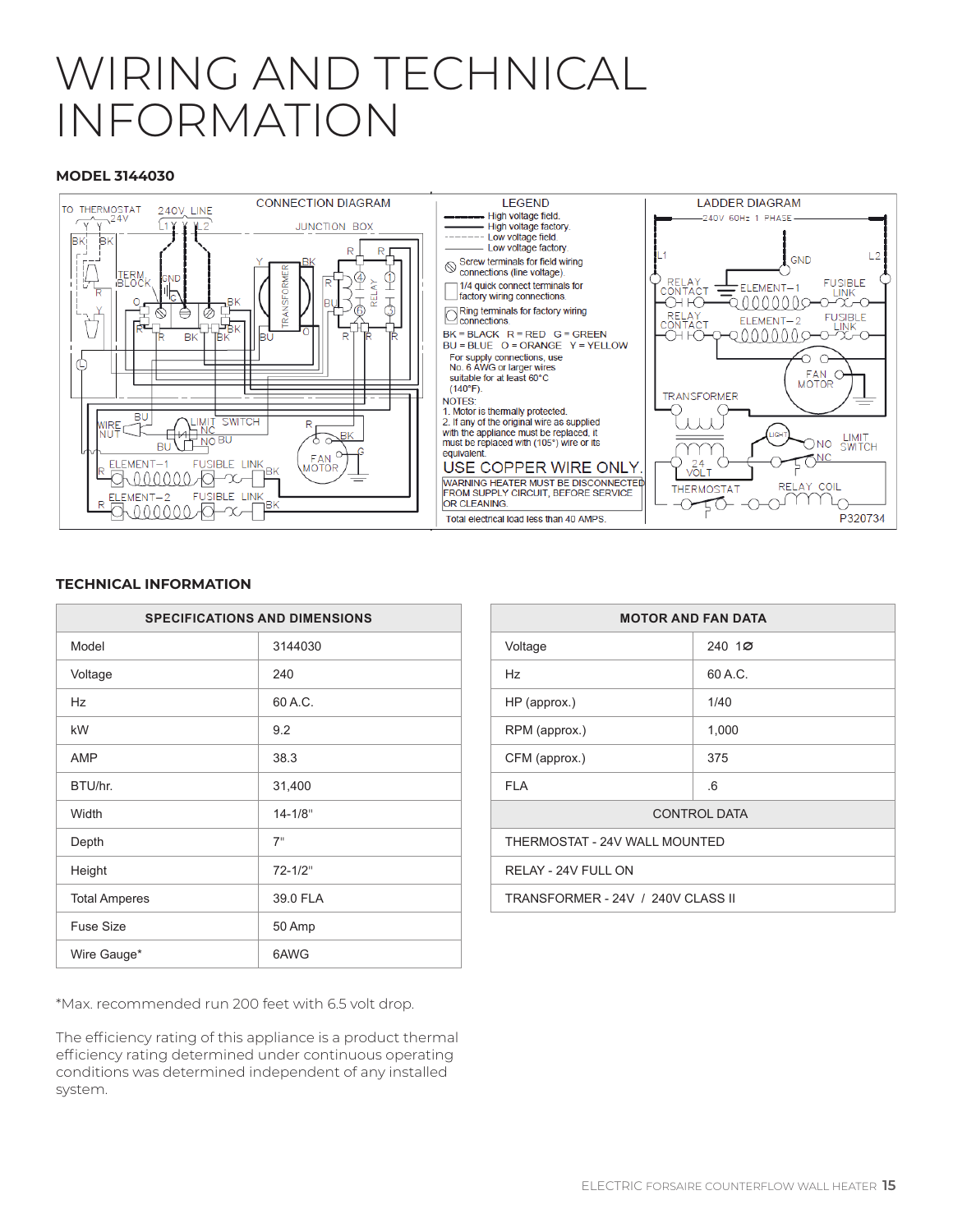# WIRING AND TECHNICAL INFORMATION

### MODEL 3144030

CONNECTION DIAGRAM

LEGEND

- High voltage field.
- High voltage factory.
- Low voltage field.
- Low voltage factory.
- Screw terminals for field wiring connections (line voltage).
- 1/4 quick connect terminals for factory wiring connections.
- Ring terminals for factory wiring connections.

BK = BLACK R = RED G = GREEN
BU = BLUE O = ORANGE Y = YELLOW

For supply connections, use No. 6 AWG or larger wires suitable for at least 60°C (140°F).

NOTES:
1. Motor is thermally protected.
2. If any of the original wire as supplied with the appliance must be replaced, it must be replaced with (105°) wire or its equivalent.

USE COPPER WIRE ONLY.

WARNING HEATER MUST BE DISCONNECTED FROM SUPPLY CIRCUIT, BEFORE SERVICE OR CLEANING.

Total electrical load less than 40 AMPS.

LADDER DIAGRAM

P320734

### TECHNICAL INFORMATION

| SPECIFICATIONS AND DIMENSIONS | |
|---|---|
| Model | 3144030 |
| Voltage | 240 |
| Hz | 60 A.C. |
| kW | 9.2 |
| AMP | 38.3 |
| BTU/hr. | 31,400 |
| Width | 14-1/8" |
| Depth | 7" |
| Height | 72-1/2" |
| Total Amperes | 39.0 FLA |
| Fuse Size | 50 Amp |
| Wire Gauge* | 6AWG |

| MOTOR AND FAN DATA | |
|---|---|
| Voltage | 240 1Ø |
| Hz | 60 A.C. |
| HP (approx.) | 1/40 |
| RPM (approx.) | 1,000 |
| CFM (approx.) | 375 |
| FLA | .6 |
| CONTROL DATA | |
| THERMOSTAT - 24V WALL MOUNTED | |
| RELAY - 24V FULL ON | |
| TRANSFORMER - 24V / 240V CLASS II | |

*Max. recommended run 200 feet with 6.5 volt drop.

The efficiency rating of this appliance is a product thermal efficiency rating determined under continuous operating conditions was determined independent of any installed system.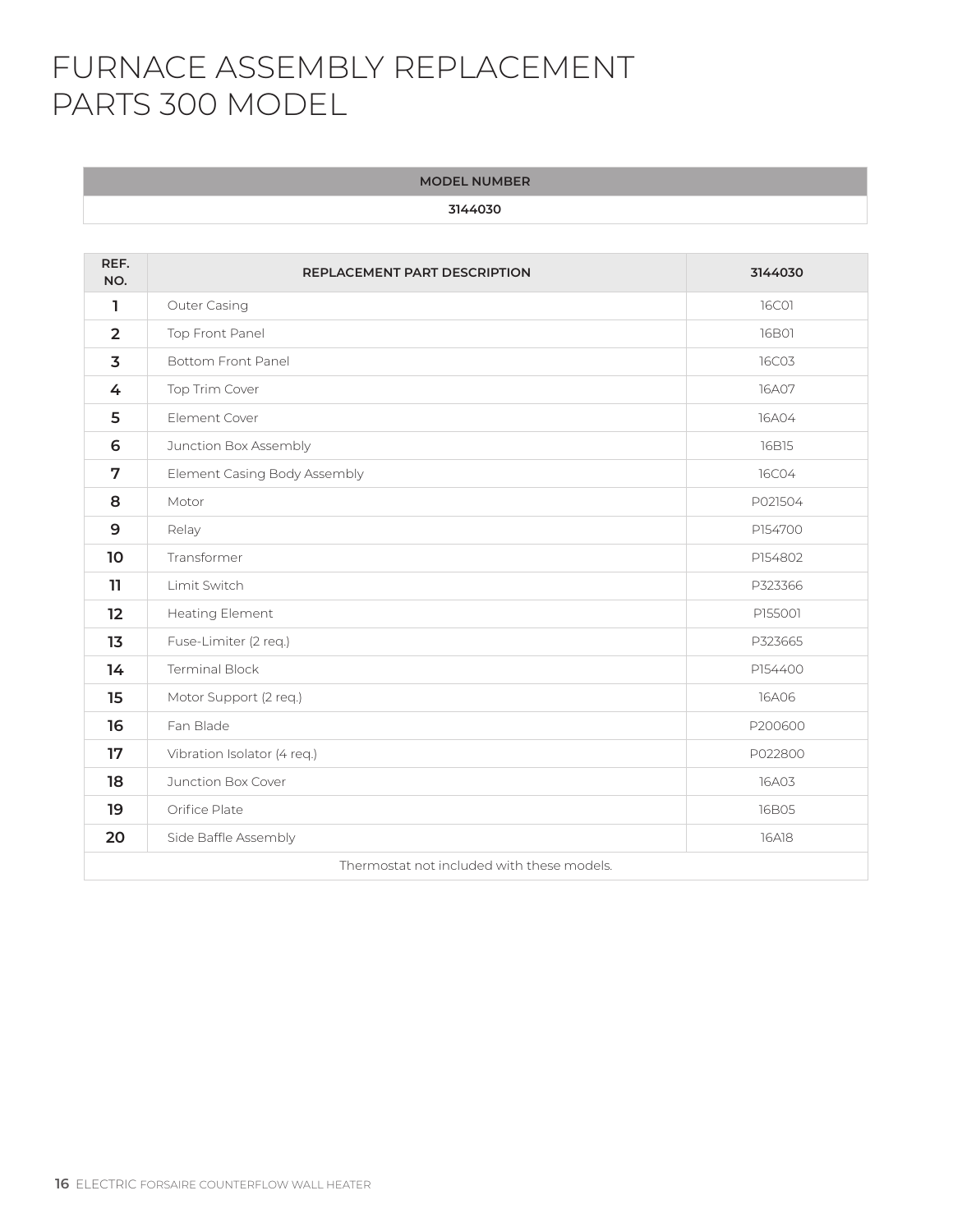# FURNACE ASSEMBLY REPLACEMENT PARTS 300 MODEL

| MODEL NUMBER |
| --- |
| 3144030 |

| REF. NO. | REPLACEMENT PART DESCRIPTION | 3144030 |
| --- | --- | --- |
| 1 | Outer Casing | 16C01 |
| 2 | Top Front Panel | 16B01 |
| 3 | Bottom Front Panel | 16C03 |
| 4 | Top Trim Cover | 16A07 |
| 5 | Element Cover | 16A04 |
| 6 | Junction Box Assembly | 16B15 |
| 7 | Element Casing Body Assembly | 16C04 |
| 8 | Motor | P021504 |
| 9 | Relay | P154700 |
| 10 | Transformer | P154802 |
| 11 | Limit Switch | P323366 |
| 12 | Heating Element | P155001 |
| 13 | Fuse-Limiter (2 req.) | P323665 |
| 14 | Terminal Block | P154400 |
| 15 | Motor Support (2 req.) | 16A06 |
| 16 | Fan Blade | P200600 |
| 17 | Vibration Isolator (4 req.) | P022800 |
| 18 | Junction Box Cover | 16A03 |
| 19 | Orifice Plate | 16B05 |
| 20 | Side Baffle Assembly | 16A18 |
| Thermostat not included with these models. | | |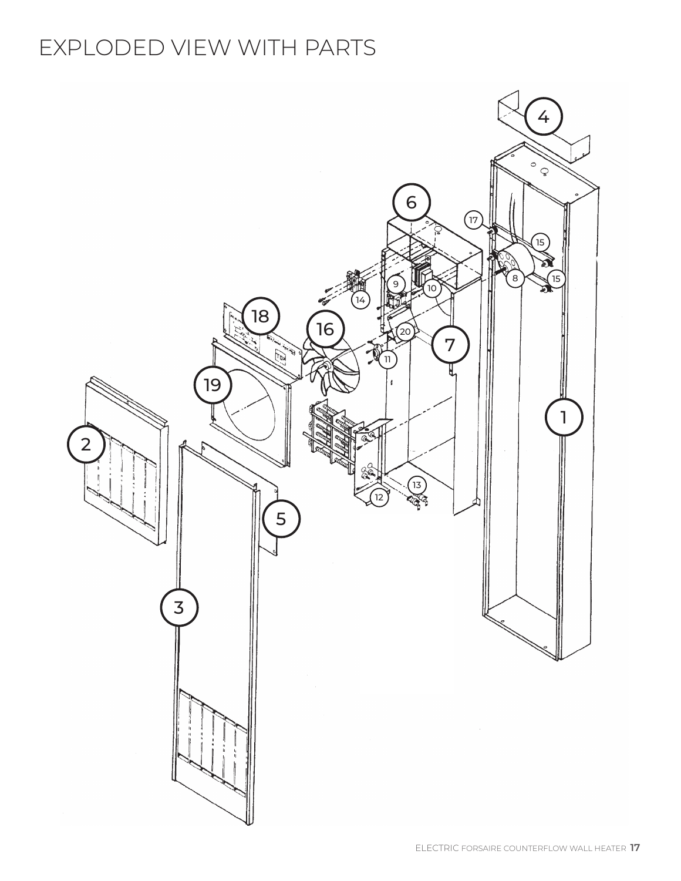# EXPLODED VIEW WITH PARTS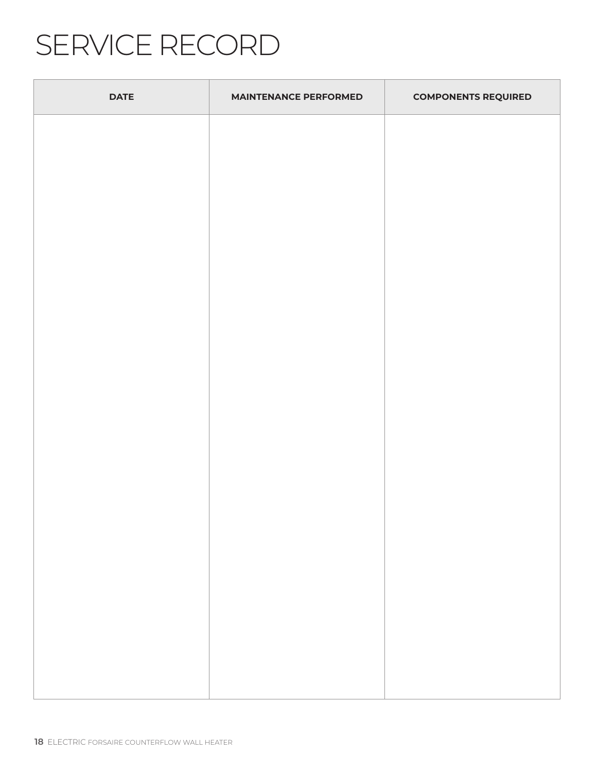# SERVICE RECORD

| DATE | MAINTENANCE PERFORMED | COMPONENTS REQUIRED |
|---|---|---|
| | | |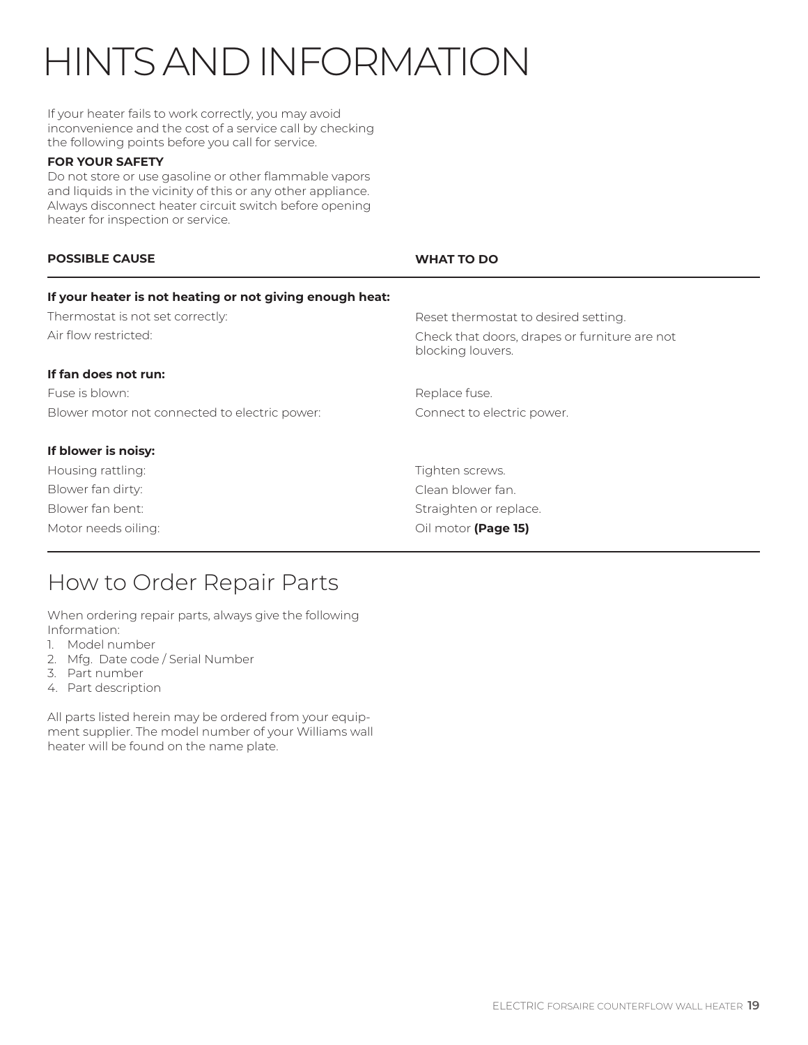# HINTS AND INFORMATION

If your heater fails to work correctly, you may avoid inconvenience and the cost of a service call by checking the following points before you call for service.

**FOR YOUR SAFETY**
Do not store or use gasoline or other flammable vapors and liquids in the vicinity of this or any other appliance. Always disconnect heater circuit switch before opening heater for inspection or service.

| POSSIBLE CAUSE | WHAT TO DO |
|---|---|
| **If your heater is not heating or not giving enough heat:** | |
| Thermostat is not set correctly: | Reset thermostat to desired setting. |
| Air flow restricted: | Check that doors, drapes or furniture are not blocking louvers. |
| **If fan does not run:** | |
| Fuse is blown: | Replace fuse. |
| Blower motor not connected to electric power: | Connect to electric power. |
| **If blower is noisy:** | |
| Housing rattling: | Tighten screws. |
| Blower fan dirty: | Clean blower fan. |
| Blower fan bent: | Straighten or replace. |
| Motor needs oiling: | Oil motor **(Page 15)** |

## How to Order Repair Parts

When ordering repair parts, always give the following Information:

1. Model number
2. Mfg. Date code / Serial Number
3. Part number
4. Part description

All parts listed herein may be ordered from your equipment supplier. The model number of your Williams wall heater will be found on the name plate.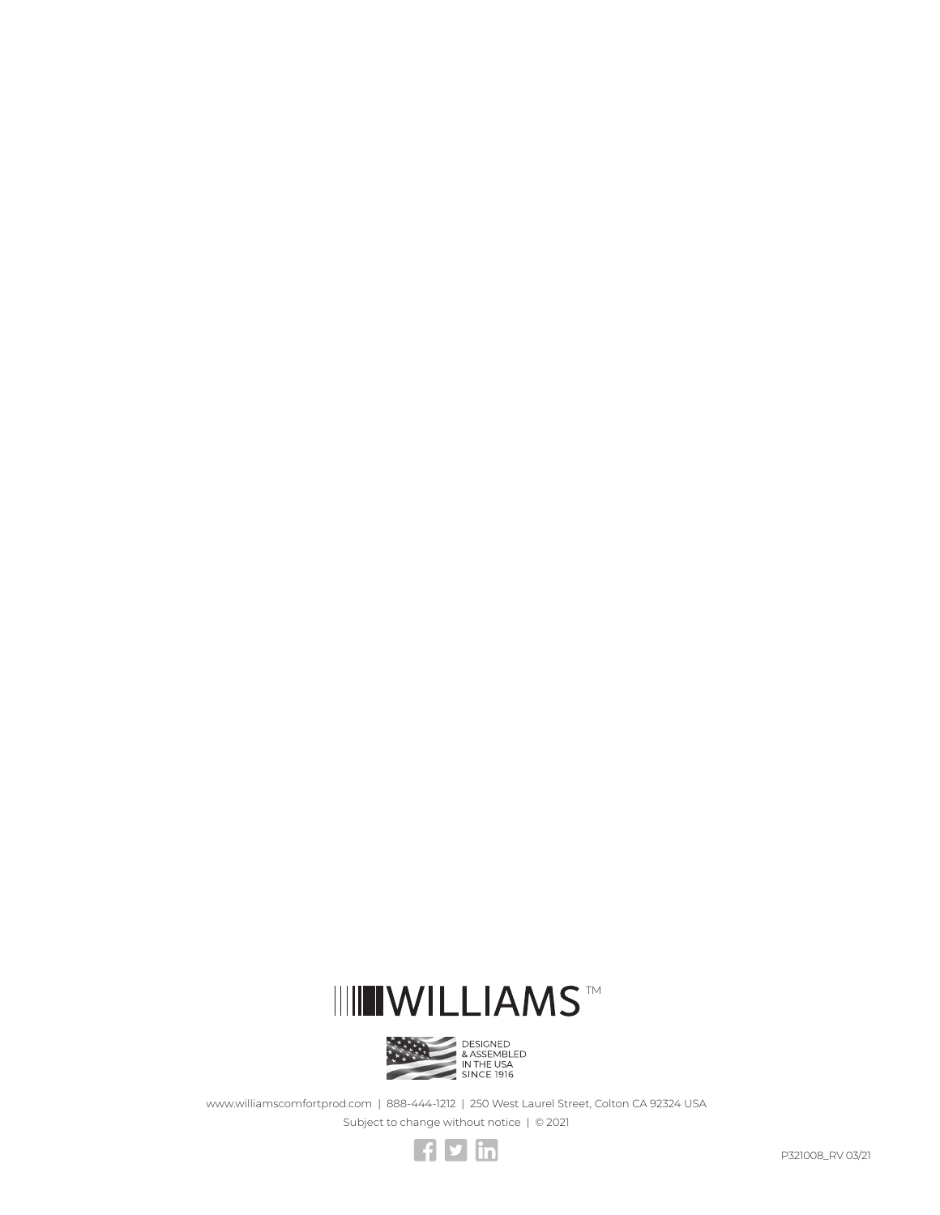WILLIAMS™

DESIGNED
& ASSEMBLED
IN THE USA
SINCE 1916

www.williamscomfortprod.com | 888-444-1212 | 250 West Laurel Street, Colton CA 92324 USA

Subject to change without notice | © 2021

P321008_RV 03/21